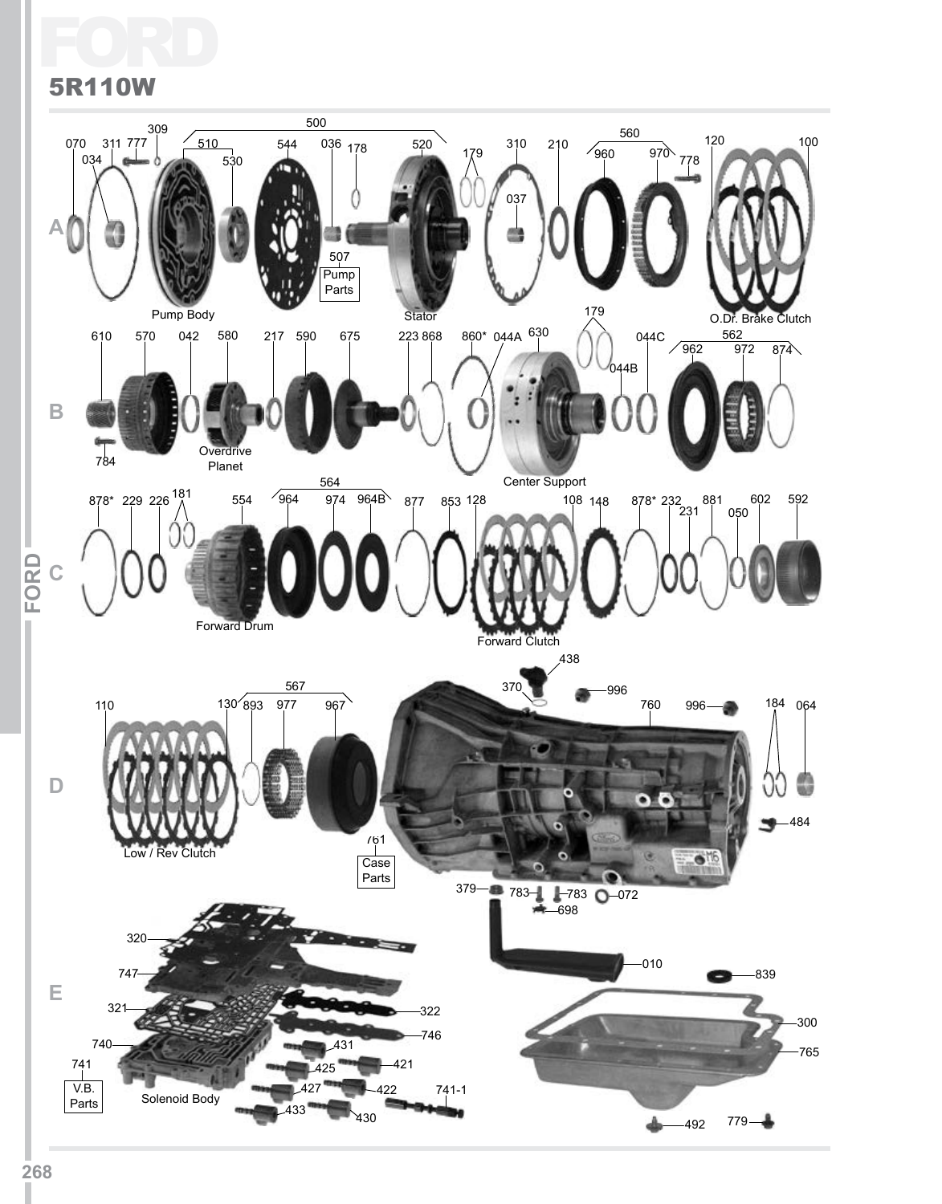# FORD

## 5R110W

**A**

070 311 777 309 034 500 510 530 544 036 178 520 179 310 210 037 560 960 970 778 120 100

507 Pump Parts

Pump Body

Stator

O.Dr. Brake Clutch

**B**

610 570 042 580 217 590 675 223 868 860* 044A 630 179 044C 044B 562 962 972 874

784

Overdrive Planet

Center Support

**C**

878* 229 226 181 554 564 964 974 964B 877 853 128 108 148 878* 232 231 881 050 602 592

Forward Drum

Forward Clutch

**D**

110 130 567 893 977 967 438 370 996 760 996 184 064

484

Low / Rev Clutch

761 Case Parts

379 783 783 072 698

**E**

320 747 321 740 741 V.B. Parts

Solenoid Body

322 746 431 421 425 427 422 741-1 433 430

010 839 300 765 492 779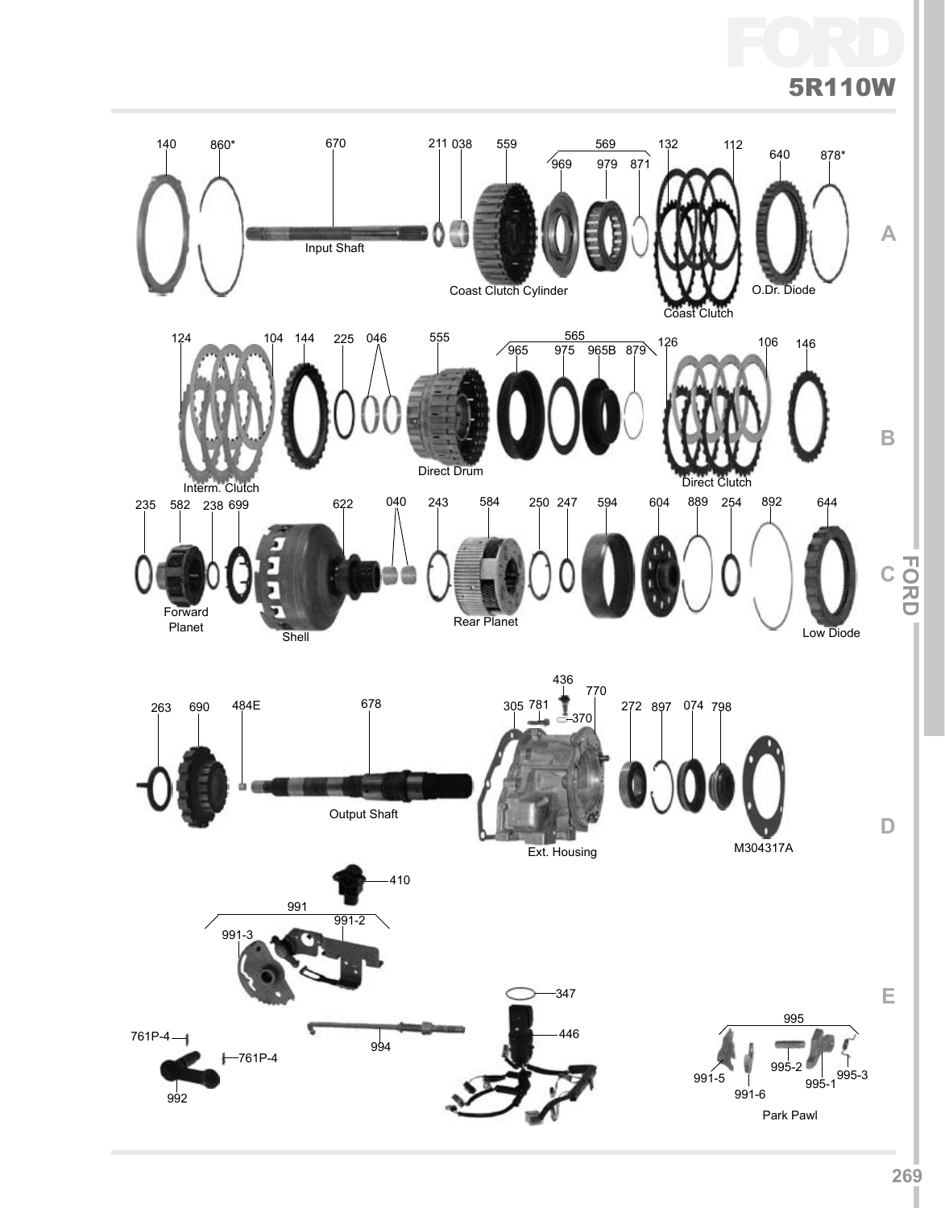# FORD

## 5R110W

140 860* 670 211 038 559 569 969 979 871 132 112 640 878*

Input Shaft

Coast Clutch Cylinder

Coast Clutch

O.Dr. Diode

124 104 144 225 046 555 565 965 975 965B 879 126 106 146

Interm. Clutch

Direct Drum

Direct Clutch

235 582 238 699 622 040 243 584 250 247 594 604 889 254 892 644

Forward Planet

Shell

Rear Planet

Low Diode

263 690 484E 678 305 781 436 370 770 272 897 074 798

Output Shaft

Ext. Housing

M304317A

410

991 991-2 991-3

347

446

761P-4 761P-4

992

994

995 995-2 995-1 995-3 991-5 991-6

Park Pawl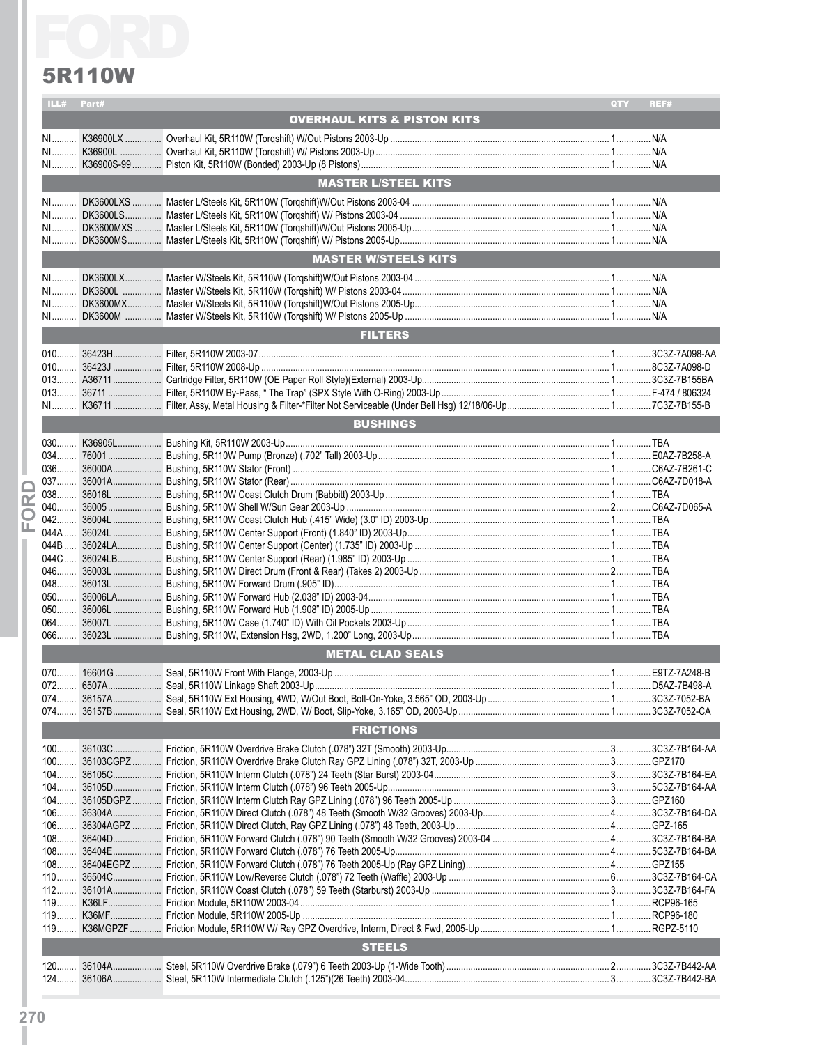# FORD

## 5R110W

| ILL# | Part# | | QTY | REF# |
|---|---|---|---|---|
| | | **OVERHAUL KITS & PISTON KITS** | | |
| NI | K36900LX | Overhaul Kit, 5R110W (Torqshift) W/Out Pistons 2003-Up | 1 | N/A |
| NI | K36900L | Overhaul Kit, 5R110W (Torqshift) W/ Pistons 2003-Up | 1 | N/A |
| NI | K36900S-99 | Piston Kit, 5R110W (Bonded) 2003-Up (8 Pistons) | 1 | N/A |
| | | **MASTER L/STEEL KITS** | | |
| NI | DK3600LXS | Master L/Steels Kit, 5R110W (Torqshift)W/Out Pistons 2003-04 | 1 | N/A |
| NI | DK3600LS | Master L/Steels Kit, 5R110W (Torqshift) W/ Pistons 2003-04 | 1 | N/A |
| NI | DK3600MXS | Master L/Steels Kit, 5R110W (Torqshift)W/Out Pistons 2005-Up | 1 | N/A |
| NI | DK3600MS | Master L/Steels Kit, 5R110W (Torqshift) W/ Pistons 2005-Up | 1 | N/A |
| | | **MASTER W/STEELS KITS** | | |
| NI | DK3600LX | Master W/Steels Kit, 5R110W (Torqshift)W/Out Pistons 2003-04 | 1 | N/A |
| NI | DK3600L | Master W/Steels Kit, 5R110W (Torqshift) W/ Pistons 2003-04 | 1 | N/A |
| NI | DK3600MX | Master W/Steels Kit, 5R110W (Torqshift)W/Out Pistons 2005-Up | 1 | N/A |
| NI | DK3600M | Master W/Steels Kit, 5R110W (Torqshift) W/ Pistons 2005-Up | 1 | N/A |
| | | **FILTERS** | | |
| 010 | 36423H | Filter, 5R110W 2003-07 | 1 | 3C3Z-7A098-AA |
| 010 | 36423J | Filter, 5R110W 2008-Up | 1 | 8C3Z-7A098-D |
| 013 | A36711 | Cartridge Filter, 5R110W (OE Paper Roll Style)(External) 2003-Up | 1 | 3C3Z-7B155BA |
| 013 | 36711 | Filter, 5R110W By-Pass, " The Trap" (SPX Style With O-Ring) 2003-Up | 1 | F-474 / 806324 |
| NI | K36711 | Filter, Assy, Metal Housing & Filter-*Filter Not Serviceable (Under Bell Hsg) 12/18/06-Up | 1 | 7C3Z-7B155-B |
| | | **BUSHINGS** | | |
| 030 | K36905L | Bushing Kit, 5R110W 2003-Up | 1 | TBA |
| 034 | 76001 | Bushing, 5R110W Pump (Bronze) (.702" Tall) 2003-Up | 1 | E0AZ-7B258-A |
| 036 | 36000A | Bushing, 5R110W Stator (Front) | 1 | C6AZ-7B261-C |
| 037 | 36001A | Bushing, 5R110W Stator (Rear) | 1 | C6AZ-7D018-A |
| 038 | 36016L | Bushing, 5R110W Coast Clutch Drum (Babbit) 2003-Up | 1 | TBA |
| 040 | 36005 | Bushing, 5R110W Shell W/Sun Gear 2003-Up | 2 | C6AZ-7D065-A |
| 042 | 36004L | Bushing, 5R110W Coast Clutch Hub (.415" Wide) (3.0" ID) 2003-Up | 1 | TBA |
| 044A | 36024L | Bushing, 5R110W Center Support (Front) (1.840" ID) 2003-Up | 1 | TBA |
| 044B | 36024LA | Bushing, 5R110W Center Support (Center) (1.735" ID) 2003-Up | 1 | TBA |
| 044C | 36024LB | Bushing, 5R110W Center Support (Rear) (1.985" ID) 2003-Up | 1 | TBA |
| 046 | 36003L | Bushing, 5R110W Direct Drum (Front & Rear) (Takes 2) 2003-Up | 2 | TBA |
| 048 | 36013L | Bushing, 5R110W Forward Drum (.905" ID) | 1 | TBA |
| 050 | 36006LA | Bushing, 5R110W Forward Hub (2.038" ID) 2003-04 | 1 | TBA |
| 050 | 36006L | Bushing, 5R110W Forward Hub (1.908" ID) 2005-Up | 1 | TBA |
| 064 | 36007L | Bushing, 5R110W Case (1.740" ID) With Oil Pockets 2003-Up | 1 | TBA |
| 066 | 36023L | Bushing, 5R110W, Extension Hsg, 2WD, 1.200" Long, 2003-Up | 1 | TBA |
| | | **METAL CLAD SEALS** | | |
| 070 | 16601G | Seal, 5R110W Front With Flange, 2003-Up | 1 | E9TZ-7A248-B |
| 072 | 6507A | Seal, 5R110W Linkage Shaft 2003-Up | 1 | D5AZ-7B498-A |
| 074 | 36157A | Seal, 5R110W Ext Housing, 4WD, W/Out Boot, Bolt-On-Yoke, 3.565" OD, 2003-Up | 1 | 3C3Z-7052-BA |
| 074 | 36157B | Seal, 5R110W Ext Housing, 2WD, W/ Boot, Slip-Yoke, 3.165" OD, 2003-Up | 1 | 3C3Z-7052-CA |
| | | **FRICTIONS** | | |
| 100 | 36103C | Friction, 5R110W Overdrive Brake Clutch (.078") 32T (Smooth) 2003-Up | 3 | 3C3Z-7B164-AA |
| 100 | 36103CGPZ | Friction, 5R110W Overdrive Brake Clutch Ray GPZ Lining (.078") 32T, 2003-Up | 3 | GPZ170 |
| 104 | 36105C | Friction, 5R110W Interm Clutch (.078") 24 Teeth (Star Burst) 2003-04 | 3 | 3C3Z-7B164-EA |
| 104 | 36105D | Friction, 5R110W Interm Clutch (.078") 96 Teeth 2005-Up | 3 | 5C3Z-7B164-AA |
| 104 | 36105DGPZ | Friction, 5R110W Interm Clutch Ray GPZ Lining (.078") 96 Teeth 2005-Up | 3 | GPZ160 |
| 106 | 36304A | Friction, 5R110W Direct Clutch (.078") 48 Teeth (Smooth W/32 Grooves) 2003-Up | 4 | 3C3Z-7B164-DA |
| 106 | 36304AGPZ | Friction, 5R110W Direct Clutch, Ray GPZ Lining (.078") 48 Teeth, 2003-Up | 4 | GPZ-165 |
| 108 | 36404D | Friction, 5R110W Forward Clutch (.078") 90 Teeth (Smooth W/32 Grooves) 2003-04 | 4 | 3C3Z-7B164-BA |
| 108 | 36404E | Friction, 5R110W Forward Clutch (.078") 76 Teeth 2005-Up | 4 | 5C3Z-7B164-BA |
| 108 | 36404EGPZ | Friction, 5R110W Forward Clutch (.078") 76 Teeth 2005-Up (Ray GPZ Lining) | 4 | GPZ155 |
| 110 | 36504C | Friction, 5R110W Low/Reverse Clutch (.078") 72 Teeth (Waffle) 2003-Up | 6 | 3C3Z-7B164-CA |
| 112 | 36101A | Friction, 5R110W Coast Clutch (.078") 59 Teeth (Starburst) 2003-Up | 3 | 3C3Z-7B164-FA |
| 119 | K36LF | Friction Module, 5R110W 2003-04 | 1 | RCP96-165 |
| 119 | K36MF | Friction Module, 5R110W 2005-Up | 1 | RCP96-180 |
| 119 | K36MGPZF | Friction Module, 5R110W W/ Ray GPZ Overdrive, Interm, Direct & Fwd, 2005-Up | 1 | RGPZ-5110 |
| | | **STEELS** | | |
| 120 | 36104A | Steel, 5R110W Overdrive Brake (.079") 6 Teeth 2003-Up (1-Wide Tooth) | 2 | 3C3Z-7B442-AA |
| 124 | 36106A | Steel, 5R110W Intermediate Clutch (.125")(26 Teeth) 2003-04 | 3 | 3C3Z-7B442-BA |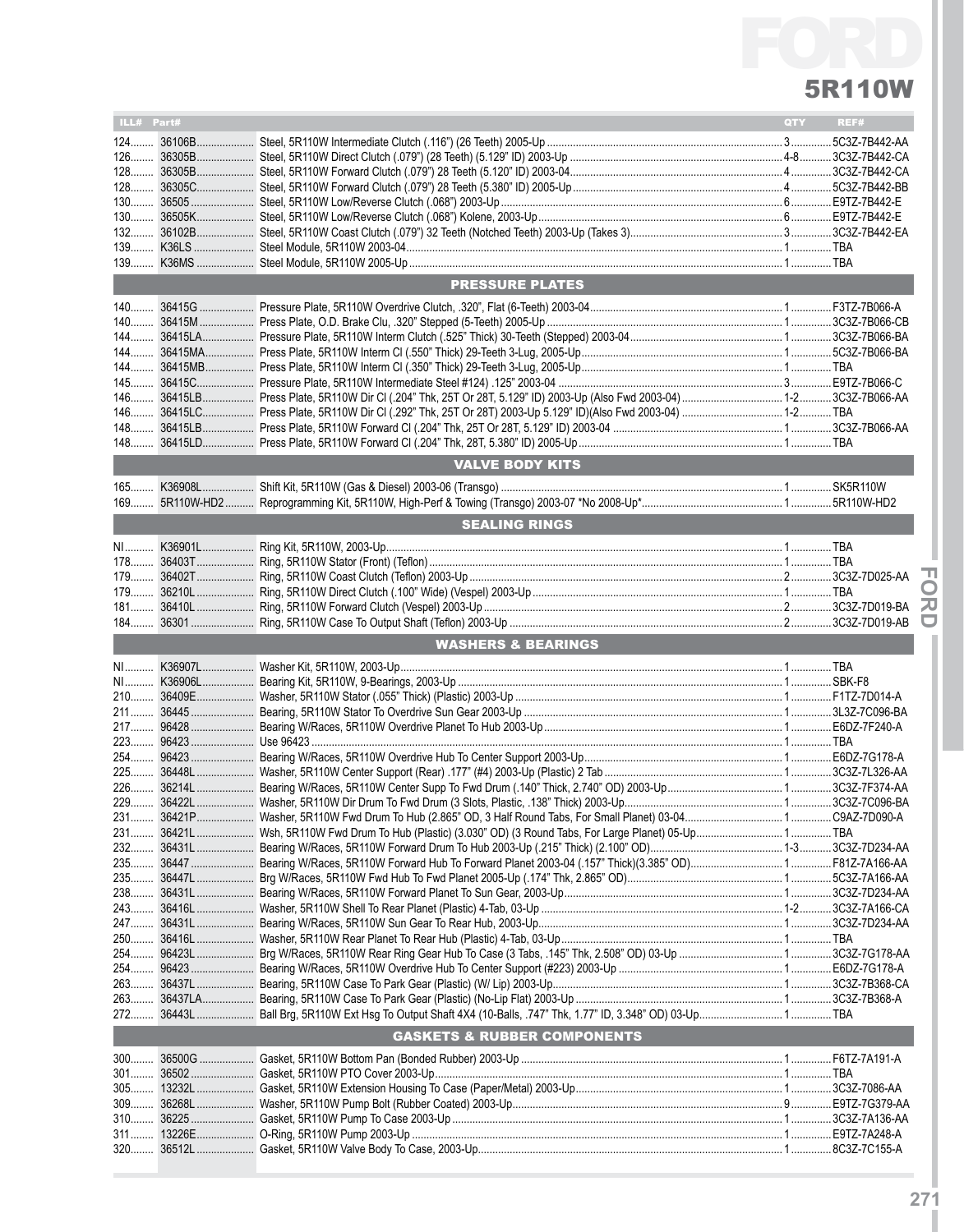# FORD

## 5R110W

| ILL# | Part# | | QTY | REF# |
|---|---|---|---|---|
| 124 | 36106B | Steel, 5R110W Intermediate Clutch (.116") (26 Teeth) 2005-Up | 3 | 5C3Z-7B442-AA |
| 126 | 36305B | Steel, 5R110W Direct Clutch (.079") (28 Teeth) (5.129" ID) 2003-Up | 4-8 | 3C3Z-7B442-CA |
| 128 | 36305B | Steel, 5R110W Forward Clutch (.079") 28 Teeth (5.120" ID) 2003-04 | 4 | 3C3Z-7B442-CA |
| 128 | 36305C | Steel, 5R110W Forward Clutch (.079") 28 Teeth (5.380" ID) 2005-Up | 4 | 5C3Z-7B442-BB |
| 130 | 36505 | Steel, 5R110W Low/Reverse Clutch (.068") 2003-Up | 6 | E9TZ-7B442-E |
| 130 | 36505K | Steel, 5R110W Low/Reverse Clutch (.068") Kolene, 2003-Up | 6 | E9TZ-7B442-E |
| 132 | 36102B | Steel, 5R110W Coast Clutch (.079") 32 Teeth (Notched Teeth) 2003-Up (Takes 3) | 3 | 3C3Z-7B442-EA |
| 139 | K36LS | Steel Module, 5R110W 2003-04 | 1 | TBA |
| 139 | K36MS | Steel Module, 5R110W 2005-Up | 1 | TBA |
| | | **PRESSURE PLATES** | | |
| 140 | 36415G | Pressure Plate, 5R110W Overdrive Clutch, .320", Flat (6-Teeth) 2003-04 | 1 | F3TZ-7B066-A |
| 140 | 36415M | Press Plate, O.D. Brake Clu, .320" Stepped (5-Teeth) 2005-Up | 1 | 3C3Z-7B066-CB |
| 144 | 36415LA | Pressure Plate, 5R110W Interm Clutch (.525" Thick) 30-Teeth (Stepped) 2003-04 | 1 | 3C3Z-7B066-BA |
| 144 | 36415MA | Press Plate, 5R110W Interm Cl (.550" Thick) 29-Teeth 3-Lug, 2005-Up | 1 | 5C3Z-7B066-BA |
| 144 | 36415MB | Press Plate, 5R110W Interm Cl (.350" Thick) 29-Teeth 3-Lug, 2005-Up | 1 | TBA |
| 145 | 36415C | Pressure Plate, 5R110W Intermediate Steel #124) .125" 2003-04 | 3 | E9TZ-7B066-C |
| 146 | 36415LB | Press Plate, 5R110W Dir Cl (.204" Thk, 25T Or 28T, 5.129" ID) 2003-Up (Also Fwd 2003-04) | 1-2 | 3C3Z-7B066-AA |
| 146 | 36415LC | Press Plate, 5R110W Dir Cl (.292" Thk, 25T Or 28T) 2003-Up 5.129" ID)(Also Fwd 2003-04) | 1-2 | TBA |
| 148 | 36415LB | Press Plate, 5R110W Forward Cl (.204" Thk, 25T Or 28T, 5.129" ID) 2003-04 | 1 | 3C3Z-7B066-AA |
| 148 | 36415LD | Press Plate, 5R110W Forward Cl (.204" Thk, 28T, 5.380" ID) 2005-Up | 1 | TBA |
| | | **VALVE BODY KITS** | | |
| 165 | K36908L | Shift Kit, 5R110W (Gas & Diesel) 2003-06 (Transgo) | 1 | SK5R110W |
| 169 | 5R110W-HD2 | Reprogramming Kit, 5R110W, High-Perf & Towing (Transgo) 2003-07 *No 2008-Up* | 1 | 5R110W-HD2 |
| | | **SEALING RINGS** | | |
| NI | K36901L | Ring Kit, 5R110W, 2003-Up | 1 | TBA |
| 178 | 36403T | Ring, 5R110W Stator (Front) (Teflon) | 1 | TBA |
| 179 | 36402T | Ring, 5R110W Coast Clutch (Teflon) 2003-Up | 2 | 3C3Z-7D025-AA |
| 179 | 36210L | Ring, 5R110W Direct Clutch (.100" Wide) (Vespel) 2003-Up | 1 | TBA |
| 181 | 36410L | Ring, 5R110W Forward Clutch (Vespel) 2003-Up | 2 | 3C3Z-7D019-BA |
| 184 | 36301 | Ring, 5R110W Case To Output Shaft (Teflon) 2003-Up | 2 | 3C3Z-7D019-AB |
| | | **WASHERS & BEARINGS** | | |
| NI | K36907L | Washer Kit, 5R110W, 2003-Up | 1 | TBA |
| NI | K36906L | Bearing Kit, 5R110W, 9-Bearings, 2003-Up | 1 | SBK-F8 |
| 210 | 36409E | Washer, 5R110W Stator (.055" Thick) (Plastic) 2003-Up | 1 | F1TZ-7D014-A |
| 211 | 36445 | Bearing, 5R110W Stator To Overdrive Sun Gear 2003-Up | 1 | 3L3Z-7C096-BA |
| 217 | 96428 | Bearing W/Races, 5R110W Overdrive Planet To Hub 2003-Up | 1 | E6DZ-7F240-A |
| 223 | 96423 | Use 96423 | 1 | TBA |
| 254 | 96423 | Bearing W/Races, 5R110W Overdrive Hub To Center Support 2003-Up | 1 | E6DZ-7G178-A |
| 225 | 36448L | Washer, 5R110W Center Support (Rear) .177" (#4) 2003-Up (Plastic) 2 Tab | 1 | 3C3Z-7L326-AA |
| 226 | 36214L | Bearing W/Races, 5R110W Center Supp To Fwd Drum (.140" Thick, 2.740" OD) 2003-Up | 1 | 3C3Z-7F374-AA |
| 229 | 36422L | Washer, 5R110W Dir Drum To Fwd Drum (3 Slots, Plastic, .138" Thick) 2003-Up | 1 | 3C3Z-7C096-BA |
| 231 | 36421P | Washer, 5R110W Fwd Drum To Hub (2.865" OD, 3 Half Round Tabs, For Small Planet) 03-04 | 1 | C9AZ-7D090-A |
| 231 | 36421L | Wsh, 5R110W Fwd Drum To Hub (Plastic) (3.030" OD) (3 Round Tabs, For Large Planet) 05-Up | 1 | TBA |
| 232 | 36431L | Bearing W/Races, 5R110W Forward Drum To Hub 2003-Up (.215" Thick) (2.100" OD) | 1-3 | 3C3Z-7D234-AA |
| 235 | 36447 | Bearing W/Races, 5R110W Forward Hub To Forward Planet 2003-04 (.157" Thick)(3.385" OD) | 1 | F81Z-7A166-AA |
| 235 | 36447L | Brg W/Races, 5R110W Fwd Hub To Fwd Planet 2005-Up (.174" Thk, 2.865" OD) | 1 | 5C3Z-7A166-AA |
| 238 | 36431L | Bearing W/Races, 5R110W Forward Planet To Sun Gear, 2003-Up | 1 | 3C3Z-7D234-AA |
| 243 | 36416L | Washer, 5R110W Shell To Rear Planet (Plastic) 4-Tab, 03-Up | 1-2 | 3C3Z-7A166-CA |
| 247 | 36431L | Bearing W/Races, 5R110W Sun Gear To Rear Hub, 2003-Up | 1 | 3C3Z-7D234-AA |
| 250 | 36416L | Washer, 5R110W Rear Planet To Rear Hub (Plastic) 4-Tab, 03-Up | 1 | TBA |
| 254 | 96423L | Brg W/Races, 5R110W Rear Ring Gear Hub To Case (3 Tabs, .145" Thk, 2.508" OD) 03-Up | 1 | 3C3Z-7G178-AA |
| 254 | 96423 | Bearing W/Races, 5R110W Overdrive Hub To Center Support (#223) 2003-Up | 1 | E6DZ-7G178-A |
| 263 | 36437L | Bearing, 5R110W Case To Park Gear (Plastic) (W/ Lip) 2003-Up | 1 | 3C3Z-7B368-CA |
| 263 | 36437LA | Bearing, 5R110W Case To Park Gear (Plastic) (No-Lip Flat) 2003-Up | 1 | 3C3Z-7B368-A |
| 272 | 36443L | Ball Brg, 5R110W Ext Hsg To Output Shaft 4X4 (10-Balls, .747" Thk, 1.77" ID, 3.348" OD) 03-Up | 1 | TBA |
| | | **GASKETS & RUBBER COMPONENTS** | | |
| 300 | 36500G | Gasket, 5R110W Bottom Pan (Bonded Rubber) 2003-Up | 1 | F6TZ-7A191-A |
| 301 | 36502 | Gasket, 5R110W PTO Cover 2003-Up | 1 | TBA |
| 305 | 13232L | Gasket, 5R110W Extension Housing To Case (Paper/Metal) 2003-Up | 1 | 3C3Z-7086-AA |
| 309 | 36268L | Washer, 5R110W Pump Bolt (Rubber Coated) 2003-Up | 9 | E9TZ-7G379-AA |
| 310 | 36225 | Gasket, 5R110W Pump To Case 2003-Up | 1 | 3C3Z-7A136-AA |
| 311 | 13226E | O-Ring, 5R110W Pump 2003-Up | 1 | E9TZ-7A248-A |
| 320 | 36512L | Gasket, 5R110W Valve Body To Case, 2003-Up | 1 | 8C3Z-7C155-A |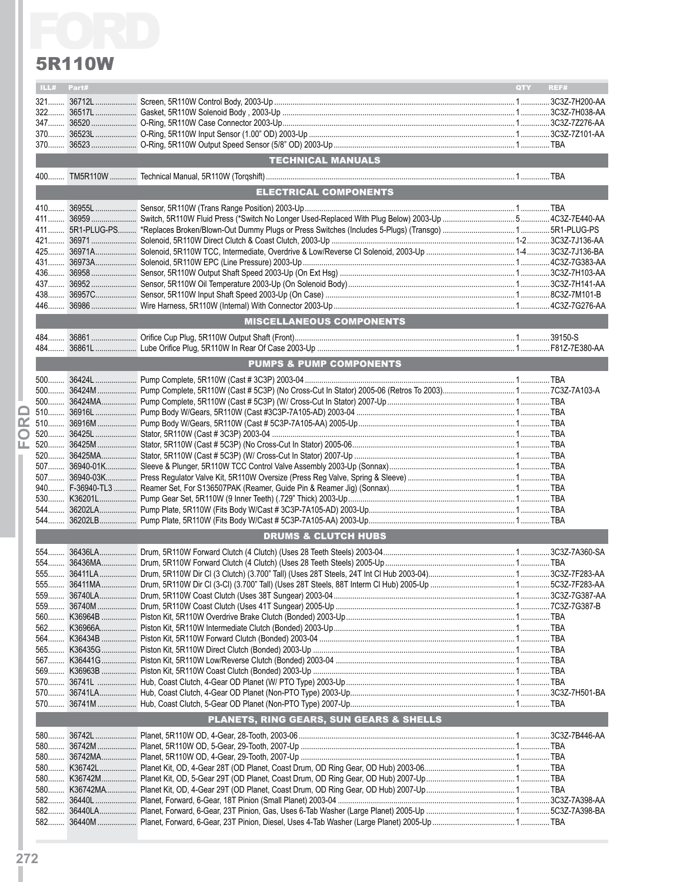# FORD

## 5R110W

| ILL# | Part# | | QTY | REF# |
|---|---|---|---|---|
| 321 | 36712L | Screen, 5R110W Control Body, 2003-Up | 1 | 3C3Z-7H200-AA |
| 322 | 36517L | Gasket, 5R110W Solenoid Body , 2003-Up | 1 | 3C3Z-7H038-AA |
| 347 | 36520 | O-Ring, 5R110W Case Connector 2003-Up | 1 | 3C3Z-7Z276-AA |
| 370 | 36523L | O-Ring, 5R110W Input Sensor (1.00" OD) 2003-Up | 1 | 3C3Z-7Z101-AA |
| 370 | 36523 | O-Ring, 5R110W Output Speed Sensor (5/8" OD) 2003-Up | 1 | TBA |
| | | **TECHNICAL MANUALS** | | |
| 400 | TM5R110W | Technical Manual, 5R110W (Torqshift) | 1 | TBA |
| | | **ELECTRICAL COMPONENTS** | | |
| 410 | 36955L | Sensor, 5R110W (Trans Range Position) 2003-Up | 1 | TBA |
| 411 | 36959 | Switch, 5R110W Fluid Press (*Switch No Longer Used-Replaced With Plug Below) 2003-Up | 5 | 4C3Z-7E440-AA |
| 411 | 5R1-PLUG-PS | *Replaces Broken/Blown-Out Dummy Plugs or Press Switches (Includes 5-Plugs) (Transgo) | 1 | 5R1-PLUG-PS |
| 421 | 36971 | Solenoid, 5R110W Direct Clutch & Coast Clutch, 2003-Up | 1-2 | 3C3Z-7J136-AA |
| 425 | 36971A | Solenoid, 5R110W TCC, Intermediate, Overdrive & Low/Reverse Cl Solenoid, 2003-Up | 1-4 | 3C3Z-7J136-BA |
| 431 | 36973A | Solenoid, 5R110W EPC (Line Pressure) 2003-Up | 1 | 4C3Z-7G383-AA |
| 436 | 36958 | Sensor, 5R110W Output Shaft Speed 2003-Up (On Ext Hsg) | 1 | 3C3Z-7H103-AA |
| 437 | 36952 | Sensor, 5R110W Oil Temperature 2003-Up (On Solenoid Body) | 1 | 3C3Z-7H141-AA |
| 438 | 36957C | Sensor, 5R110W Input Shaft Speed 2003-Up (On Case) | 1 | 8C3Z-7M101-B |
| 446 | 36986 | Wire Harness, 5R110W (Internal) With Connector 2003-Up | 1 | 4C3Z-7G276-AA |
| | | **MISCELLANEOUS COMPONENTS** | | |
| 484 | 36861 | Orifice Cup Plug, 5R110W Output Shaft (Front) | 1 | 39150-S |
| 484 | 36861L | Lube Orifice Plug, 5R110W In Rear Of Case 2003-Up | 1 | F81Z-7E380-AA |
| | | **PUMPS & PUMP COMPONENTS** | | |
| 500 | 36424L | Pump Complete, 5R110W (Cast # 3C3P) 2003-04 | 1 | TBA |
| 500 | 36424M | Pump Complete, 5R110W (Cast # 5C3P) (No Cross-Cut In Stator) 2005-06 (Retros To 2003) | 1 | 7C3Z-7A103-A |
| 500 | 36424MA | Pump Complete, 5R110W (Cast # 5C3P) (W/ Cross-Cut In Stator) 2007-Up | 1 | TBA |
| 510 | 36916L | Pump Body W/Gears, 5R110W (Cast #3C3P-7A105-AD) 2003-04 | 1 | TBA |
| 510 | 36916M | Pump Body W/Gears, 5R110W (Cast # 5C3P-7A105-AA) 2005-Up | 1 | TBA |
| 520 | 36425L | Stator, 5R110W (Cast # 3C3P) 2003-04 | 1 | TBA |
| 520 | 36425M | Stator, 5R110W (Cast # 5C3P) (No Cross-Cut In Stator) 2005-06 | 1 | TBA |
| 520 | 36425MA | Stator, 5R110W (Cast # 5C3P) (W/ Cross-Cut In Stator) 2007-Up | 1 | TBA |
| 507 | 36940-01K | Sleeve & Plunger, 5R110W TCC Control Valve Assembly 2003-Up (Sonnax) | 1 | TBA |
| 507 | 36940-03K | Press Regulator Valve Kit, 5R110W Oversize (Press Reg Valve, Spring & Sleeve) | 1 | TBA |
| 940 | F-36940-TL3 | Reamer Set, For S136507PAK (Reamer, Guide Pin & Reamer Jig) (Sonnax) | 1 | TBA |
| 530 | K36201L | Pump Gear Set, 5R110W (9 Inner Teeth) (.729" Thick) 2003-Up | 1 | TBA |
| 544 | 36202LA | Pump Plate, 5R110W (Fits Body W/Cast # 3C3P-7A105-AD) 2003-Up | 1 | TBA |
| 544 | 36202LB | Pump Plate, 5R110W (Fits Body W/Cast # 5C3P-7A105-AA) 2003-Up | 1 | TBA |
| | | **DRUMS & CLUTCH HUBS** | | |
| 554 | 36436LA | Drum, 5R110W Forward Clutch (4 Clutch) (Uses 28 Teeth Steels) 2003-04 | 1 | 3C3Z-7A360-SA |
| 554 | 36436MA | Drum, 5R110W Forward Clutch (4 Clutch) (Uses 28 Teeth Steels) 2005-Up | 1 | TBA |
| 555 | 36411LA | Drum, 5R110W Dir Cl (3 Clutch) (3.700" Tall) (Uses 28T Steels, 24T Int Cl Hub 2003-04) | 1 | 3C3Z-7F283-AA |
| 555 | 36411MA | Drum, 5R110W Dir Cl (3-Cl) (3.700" Tall) (Uses 28T Steels, 88T Interm Cl Hub) 2005-Up | 1 | 5C3Z-7F283-AA |
| 559 | 36740LA | Drum, 5R110W Coast Clutch (Uses 38T Sungear) 2003-04 | 1 | 3C3Z-7G387-AA |
| 559 | 36740M | Drum, 5R110W Coast Clutch (Uses 41T Sungear) 2005-Up | 1 | 7C3Z-7G387-B |
| 560 | K36964B | Piston Kit, 5R110W Overdrive Brake Clutch (Bonded) 2003-Up | 1 | TBA |
| 562 | K36966A | Piston Kit, 5R110W Intermediate Clutch (Bonded) 2003-Up | 1 | TBA |
| 564 | K36434B | Piston Kit, 5R110W Forward Clutch (Bonded) 2003-04 | 1 | TBA |
| 565 | K36435G | Piston Kit, 5R110W Direct Clutch (Bonded) 2003-Up | 1 | TBA |
| 567 | K36441G | Piston Kit, 5R110W Low/Reverse Clutch (Bonded) 2003-04 | 1 | TBA |
| 569 | K36963B | Piston Kit, 5R110W Coast Clutch (Bonded) 2003-Up | 1 | TBA |
| 570 | 36741L | Hub, Coast Clutch, 4-Gear OD Planet (W/ PTO Type) 2003-Up | 1 | TBA |
| 570 | 36741LA | Hub, Coast Clutch, 4-Gear OD Planet (Non-PTO Type) 2003-Up | 1 | 3C3Z-7H501-BA |
| 570 | 36741M | Hub, Coast Clutch, 5-Gear OD Planet (Non-PTO Type) 2007-Up | 1 | TBA |
| | | **PLANETS, RING GEARS, SUN GEARS & SHELLS** | | |
| 580 | 36742L | Planet, 5R110W OD, 4-Gear, 28-Tooth, 2003-06 | 1 | 3C3Z-7B446-AA |
| 580 | 36742M | Planet, 5R110W OD, 5-Gear, 29-Tooth, 2007-Up | 1 | TBA |
| 580 | 36742MA | Planet, 5R110W OD, 4-Gear, 29-Tooth, 2007-Up | 1 | TBA |
| 580 | K36742L | Planet Kit, OD, 4-Gear 28T (OD Planet, Coast Drum, OD Ring Gear, OD Hub) 2003-06 | 1 | TBA |
| 580 | K36742M | Planet Kit, OD, 5-Gear 29T (OD Planet, Coast Drum, OD Ring Gear, OD Hub) 2007-Up | 1 | TBA |
| 580 | K36742MA | Planet Kit, OD, 4-Gear 29T (OD Planet, Coast Drum, OD Ring Gear, OD Hub) 2007-Up | 1 | TBA |
| 582 | 36440L | Planet, Forward, 6-Gear, 18T Pinion (Small Planet) 2003-04 | 1 | 3C3Z-7A398-AA |
| 582 | 36440LA | Planet, Forward, 6-Gear, 23T Pinion, Gas, Uses 6-Tab Washer (Large Planet) 2005-Up | 1 | 5C3Z-7A398-BA |
| 582 | 36440M | Planet, Forward, 6-Gear, 23T Pinion, Diesel, Uses 4-Tab Washer (Large Planet) 2005-Up | 1 | TBA |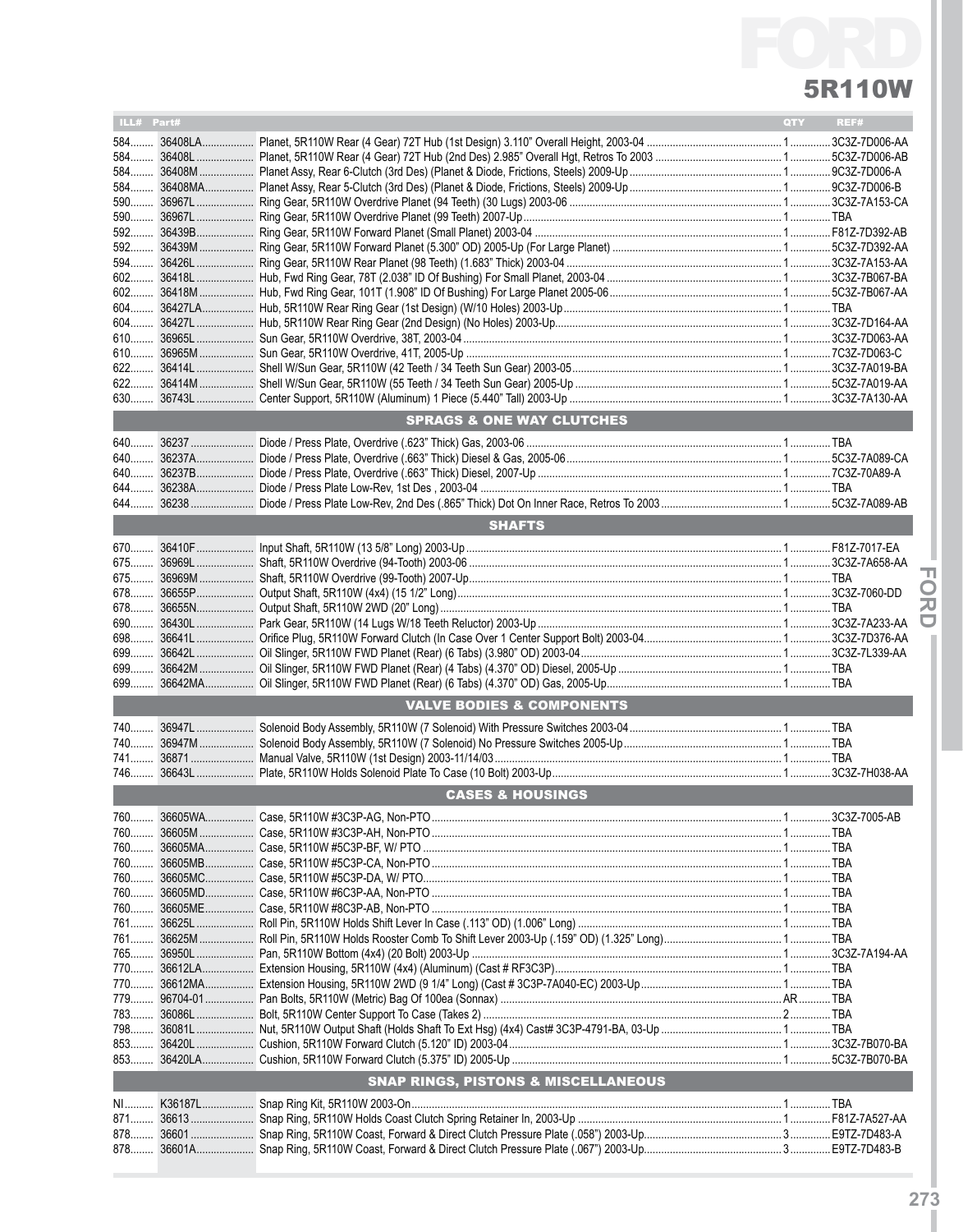# FORD

## 5R110W

| ILL# | Part# | | QTY | REF# |
|---|---|---|---|---|
| 584 | 36408LA | Planet, 5R110W Rear (4 Gear) 72T Hub (1st Design) 3.110" Overall Height, 2003-04 | 1 | 3C3Z-7D006-AA |
| 584 | 36408L | Planet, 5R110W Rear (4 Gear) 72T Hub (2nd Des) 2.985" Overall Hgt, Retros To 2003 | 1 | 5C3Z-7D006-AB |
| 584 | 36408M | Planet Assy, Rear 6-Clutch (3rd Des) (Planet & Diode, Frictions, Steels) 2009-Up | 1 | 9C3Z-7D006-A |
| 584 | 36408MA | Planet Assy, Rear 5-Clutch (3rd Des) (Planet & Diode, Frictions, Steels) 2009-Up | 1 | 9C3Z-7D006-B |
| 590 | 36967L | Ring Gear, 5R110W Overdrive Planet (94 Teeth) (30 Lugs) 2003-06 | 1 | 3C3Z-7A153-CA |
| 590 | 36967L | Ring Gear, 5R110W Overdrive Planet (99 Teeth) 2007-Up | 1 | TBA |
| 592 | 36439B | Ring Gear, 5R110W Forward Planet (Small Planet) 2003-04 | 1 | F81Z-7D392-AB |
| 592 | 36439M | Ring Gear, 5R110W Forward Planet (5.300" OD) 2005-Up (For Large Planet) | 1 | 5C3Z-7D392-AA |
| 594 | 36426L | Ring Gear, 5R110W Rear Planet (98 Teeth) (1.683" Thick) 2003-04 | 1 | 3C3Z-7A153-AA |
| 602 | 36418L | Hub, Fwd Ring Gear, 78T (2.038" ID Of Bushing) For Small Planet, 2003-04 | 1 | 3C3Z-7B067-BA |
| 602 | 36418M | Hub, Fwd Ring Gear, 101T (1.908" ID Of Bushing) For Large Planet 2005-06 | 1 | 5C3Z-7B067-AA |
| 604 | 36427LA | Hub, 5R110W Rear Ring Gear (1st Design) (W/10 Holes) 2003-Up | 1 | TBA |
| 604 | 36427L | Hub, 5R110W Rear Ring Gear (2nd Design) (No Holes) 2003-Up | 1 | 3C3Z-7D164-AA |
| 610 | 36965L | Sun Gear, 5R110W Overdrive, 38T, 2003-04 | 1 | 3C3Z-7D063-AA |
| 610 | 36965M | Sun Gear, 5R110W Overdrive, 41T, 2005-Up | 1 | 7C3Z-7D063-C |
| 622 | 36414L | Shell W/Sun Gear, 5R110W (42 Teeth / 34 Teeth Sun Gear) 2003-05 | 1 | 3C3Z-7A019-BA |
| 622 | 36414M | Shell W/Sun Gear, 5R110W (55 Teeth / 34 Teeth Sun Gear) 2005-Up | 1 | 5C3Z-7A019-AA |
| 630 | 36743L | Center Support, 5R110W (Aluminum) 1 Piece (5.440" Tall) 2003-Up | 1 | 3C3Z-7A130-AA |
| | | **SPRAGS & ONE WAY CLUTCHES** | | |
| 640 | 36237 | Diode / Press Plate, Overdrive (.623" Thick) Gas, 2003-06 | 1 | TBA |
| 640 | 36237A | Diode / Press Plate, Overdrive (.663" Thick) Diesel & Gas, 2005-06 | 1 | 5C3Z-7A089-CA |
| 640 | 36237B | Diode / Press Plate, Overdrive (.663" Thick) Diesel, 2007-Up | 1 | 7C3Z-70A89-A |
| 644 | 36238A | Diode / Press Plate Low-Rev, 1st Des , 2003-04 | 1 | TBA |
| 644 | 36238 | Diode / Press Plate Low-Rev, 2nd Des (.865" Thick) Dot On Inner Race, Retros To 2003 | 1 | 5C3Z-7A089-AB |
| | | **SHAFTS** | | |
| 670 | 36410F | Input Shaft, 5R110W (13 5/8" Long) 2003-Up | 1 | F81Z-7017-EA |
| 675 | 36969L | Shaft, 5R110W Overdrive (94-Tooth) 2003-06 | 1 | 3C3Z-7A658-AA |
| 675 | 36969M | Shaft, 5R110W Overdrive (99-Tooth) 2007-Up | 1 | TBA |
| 678 | 36655P | Output Shaft, 5R110W (4x4) (15 1/2" Long) | 1 | 3C3Z-7060-DD |
| 678 | 36655N | Output Shaft, 5R110W 2WD (20" Long) | 1 | TBA |
| 690 | 36430L | Park Gear, 5R110W (14 Lugs W/18 Teeth Reluctor) 2003-Up | 1 | 3C3Z-7A233-AA |
| 698 | 36641L | Orifice Plug, 5R110W Forward Clutch (In Case Over 1 Center Support Bolt) 2003-04 | 1 | 3C3Z-7D376-AA |
| 699 | 36642L | Oil Slinger, 5R110W FWD Planet (Rear) (6 Tabs) (3.980" OD) 2003-04 | 1 | 3C3Z-7L339-AA |
| 699 | 36642M | Oil Slinger, 5R110W FWD Planet (Rear) (4 Tabs) (4.370" OD) Diesel, 2005-Up | 1 | TBA |
| 699 | 36642MA | Oil Slinger, 5R110W FWD Planet (Rear) (6 Tabs) (4.370" OD) Gas, 2005-Up | 1 | TBA |
| | | **VALVE BODIES & COMPONENTS** | | |
| 740 | 36947L | Solenoid Body Assembly, 5R110W (7 Solenoid) With Pressure Switches 2003-04 | 1 | TBA |
| 740 | 36947M | Solenoid Body Assembly, 5R110W (7 Solenoid) No Pressure Switches 2005-Up | 1 | TBA |
| 741 | 36871 | Manual Valve, 5R110W (1st Design) 2003-11/14/03 | 1 | TBA |
| 746 | 36643L | Plate, 5R110W Holds Solenoid Plate To Case (10 Bolt) 2003-Up | 1 | 3C3Z-7H038-AA |
| | | **CASES & HOUSINGS** | | |
| 760 | 36605WA | Case, 5R110W #3C3P-AG, Non-PTO | 1 | 3C3Z-7005-AB |
| 760 | 36605M | Case, 5R110W #3C3P-AH, Non-PTO | 1 | TBA |
| 760 | 36605MA | Case, 5R110W #5C3P-BF, W/ PTO | 1 | TBA |
| 760 | 36605MB | Case, 5R110W #5C3P-CA, Non-PTO | 1 | TBA |
| 760 | 36605MC | Case, 5R110W #5C3P-DA, W/ PTO | 1 | TBA |
| 760 | 36605MD | Case, 5R110W #6C3P-AA, Non-PTO | 1 | TBA |
| 760 | 36605ME | Case, 5R110W #8C3P-AB, Non-PTO | 1 | TBA |
| 761 | 36625L | Roll Pin, 5R110W Holds Shift Lever In Case (.113" OD) (1.006" Long) | 1 | TBA |
| 761 | 36625M | Roll Pin, 5R110W Holds Rooster Comb To Shift Lever 2003-Up (.159" OD) (1.325" Long) | 1 | TBA |
| 765 | 36950L | Pan, 5R110W Bottom (4x4) (20 Bolt) 2003-Up | 1 | 3C3Z-7A194-AA |
| 770 | 36612LA | Extension Housing, 5R110W (4x4) (Aluminum) (Cast # RF3C3P) | 1 | TBA |
| 770 | 36612MA | Extension Housing, 5R110W 2WD (9 1/4" Long) (Cast # 3C3P-7A040-EC) 2003-Up | 1 | TBA |
| 779 | 96704-01 | Pan Bolts, 5R110W (Metric) Bag Of 100ea (Sonnax) | AR | TBA |
| 783 | 36086L | Bolt, 5R110W Center Support To Case (Takes 2) | 2 | TBA |
| 798 | 36081L | Nut, 5R110W Output Shaft (Holds Shaft To Ext Hsg) (4x4) Cast# 3C3P-4791-BA, 03-Up | 1 | TBA |
| 853 | 36420L | Cushion, 5R110W Forward Clutch (5.120" ID) 2003-04 | 1 | 3C3Z-7B070-BA |
| 853 | 36420LA | Cushion, 5R110W Forward Clutch (5.375" ID) 2005-Up | 1 | 5C3Z-7B070-BA |
| | | **SNAP RINGS, PISTONS & MISCELLANEOUS** | | |
| NI | K36187L | Snap Ring Kit, 5R110W 2003-On | 1 | TBA |
| 871 | 36613 | Snap Ring, 5R110W Holds Coast Clutch Spring Retainer In, 2003-Up | 1 | F81Z-7A527-AA |
| 878 | 36601 | Snap Ring, 5R110W Coast, Forward & Direct Clutch Pressure Plate (.058") 2003-Up | 3 | E9TZ-7D483-A |
| 878 | 36601A | Snap Ring, 5R110W Coast, Forward & Direct Clutch Pressure Plate (.067") 2003-Up | 3 | E9TZ-7D483-B |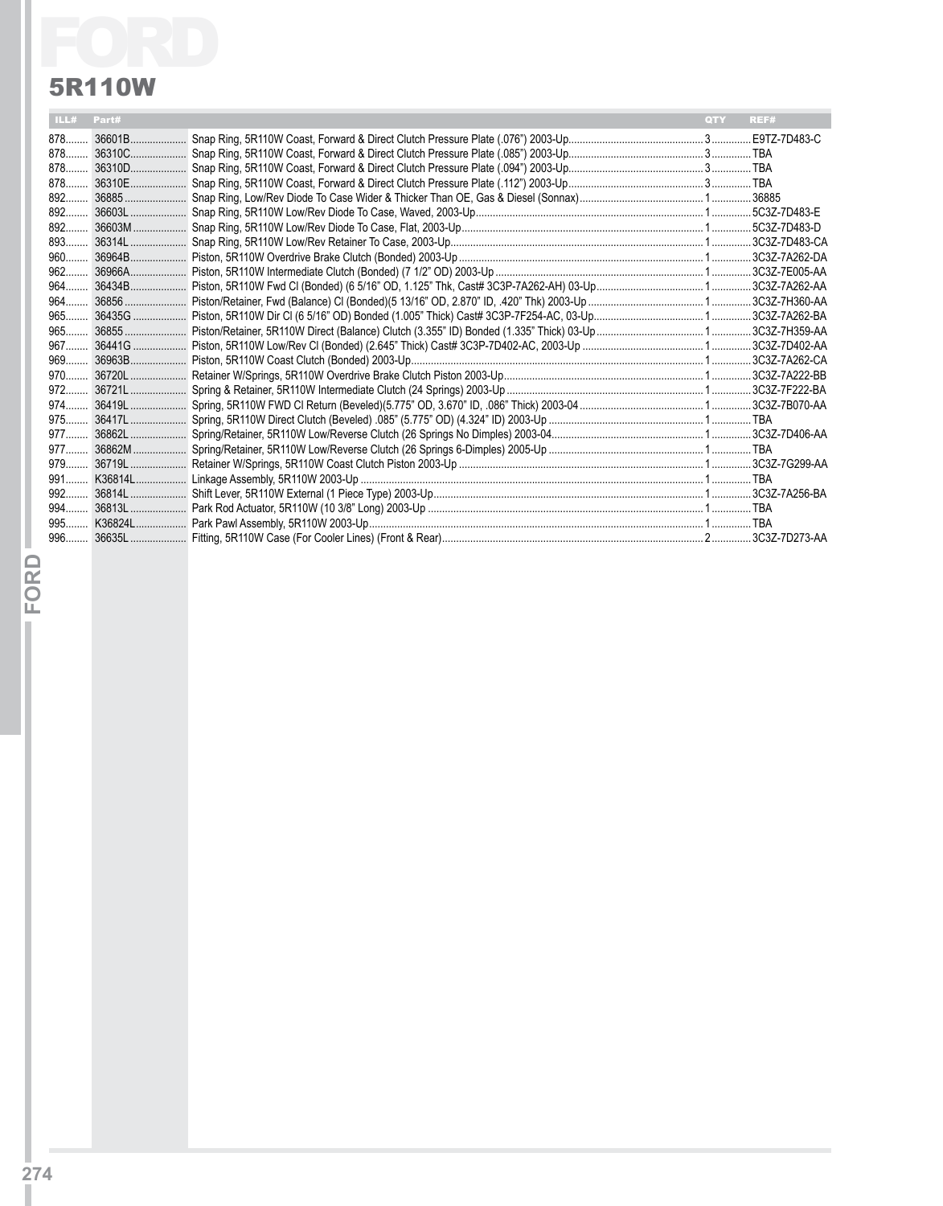# FORD

## 5R110W

| ILL# | Part# | | QTY | REF# |
|---|---|---|---|---|
| 878 | 36601B | Snap Ring, 5R110W Coast, Forward & Direct Clutch Pressure Plate (.076") 2003-Up | 3 | E9TZ-7D483-C |
| 878 | 36310C | Snap Ring, 5R110W Coast, Forward & Direct Clutch Pressure Plate (.085") 2003-Up | 3 | TBA |
| 878 | 36310D | Snap Ring, 5R110W Coast, Forward & Direct Clutch Pressure Plate (.094") 2003-Up | 3 | TBA |
| 878 | 36310E | Snap Ring, 5R110W Coast, Forward & Direct Clutch Pressure Plate (.112") 2003-Up | 3 | TBA |
| 892 | 36885 | Snap Ring, Low/Rev Diode To Case Wider & Thicker Than OE, Gas & Diesel (Sonnax) | 1 | 36885 |
| 892 | 36603L | Snap Ring, 5R110W Low/Rev Diode To Case, Waved, 2003-Up | 1 | 5C3Z-7D483-E |
| 892 | 36603M | Snap Ring, 5R110W Low/Rev Diode To Case, Flat, 2003-Up | 1 | 5C3Z-7D483-D |
| 893 | 36314L | Snap Ring, 5R110W Low/Rev Retainer To Case, 2003-Up | 1 | 3C3Z-7D483-CA |
| 960 | 36964B | Piston, 5R110W Overdrive Brake Clutch (Bonded) 2003-Up | 1 | 3C3Z-7A262-DA |
| 962 | 36966A | Piston, 5R110W Intermediate Clutch (Bonded) (7 1/2" OD) 2003-Up | 1 | 3C3Z-7E005-AA |
| 964 | 36434B | Piston, 5R110W Fwd Cl (Bonded) (6 5/16" OD, 1.125" Thk, Cast# 3C3P-7A262-AH) 03-Up | 1 | 3C3Z-7A262-AA |
| 964 | 36856 | Piston/Retainer, Fwd (Balance) Cl (Bonded)(5 13/16" OD, 2.870" ID, .420" Thk) 2003-Up | 1 | 3C3Z-7H360-AA |
| 965 | 36435G | Piston, 5R110W Dir Cl (6 5/16" OD) Bonded (1.005" Thick) Cast# 3C3P-7F254-AC, 03-Up | 1 | 3C3Z-7A262-BA |
| 965 | 36855 | Piston/Retainer, 5R110W Direct (Balance) Clutch (3.355" ID) Bonded (1.335" Thick) 03-Up | 1 | 3C3Z-7H359-AA |
| 967 | 36441G | Piston, 5R110W Low/Rev Cl (Bonded) (2.645" Thick) Cast# 3C3P-7D402-AC, 2003-Up | 1 | 3C3Z-7D402-AA |
| 969 | 36963B | Piston, 5R110W Coast Clutch (Bonded) 2003-Up | 1 | 3C3Z-7A262-CA |
| 970 | 36720L | Retainer W/Springs, 5R110W Overdrive Brake Clutch Piston 2003-Up | 1 | 3C3Z-7A222-BB |
| 972 | 36721L | Spring & Retainer, 5R110W Intermediate Clutch (24 Springs) 2003-Up | 1 | 3C3Z-7F222-BA |
| 974 | 36419L | Spring, 5R110W FWD Cl Return (Beveled)(5.775" OD, 3.670" ID, .086" Thick) 2003-04 | 1 | 3C3Z-7B070-AA |
| 975 | 36417L | Spring, 5R110W Direct Clutch (Beveled) .085" (5.775" OD) (4.324" ID) 2003-Up | 1 | TBA |
| 977 | 36862L | Spring/Retainer, 5R110W Low/Reverse Clutch (26 Springs No Dimples) 2003-04 | 1 | 3C3Z-7D406-AA |
| 977 | 36862M | Spring/Retainer, 5R110W Low/Reverse Clutch (26 Springs 6-Dimples) 2005-Up | 1 | TBA |
| 979 | 36719L | Retainer W/Springs, 5R110W Coast Clutch Piston 2003-Up | 1 | 3C3Z-7G299-AA |
| 991 | K36814L | Linkage Assembly, 5R110W 2003-Up | 1 | TBA |
| 992 | 36814L | Shift Lever, 5R110W External (1 Piece Type) 2003-Up | 1 | 3C3Z-7A256-BA |
| 994 | 36813L | Park Rod Actuator, 5R110W (10 3/8" Long) 2003-Up | 1 | TBA |
| 995 | K36824L | Park Pawl Assembly, 5R110W 2003-Up | 1 | TBA |
| 996 | 36635L | Fitting, 5R110W Case (For Cooler Lines) (Front & Rear) | 2 | 3C3Z-7D273-AA |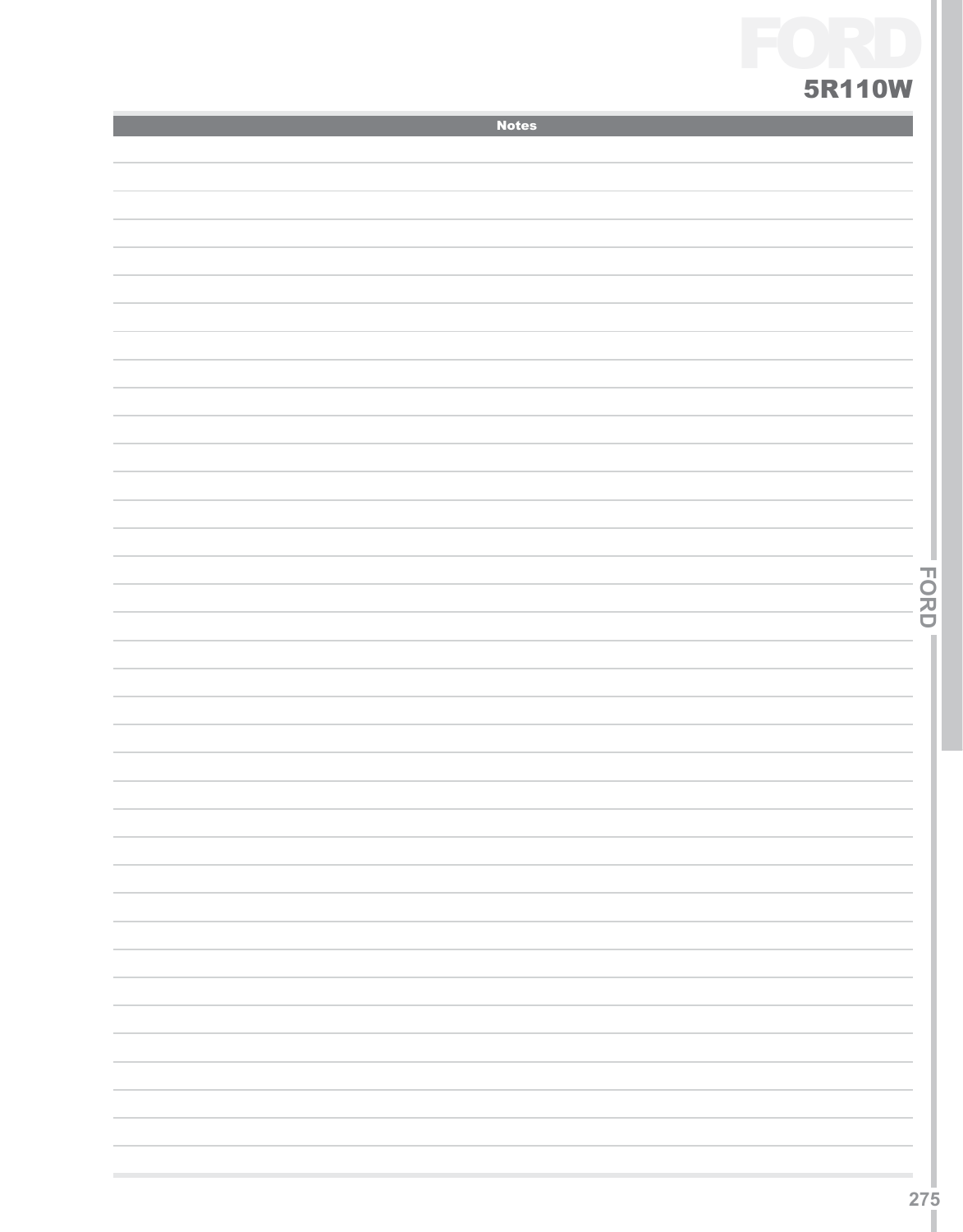## Notes